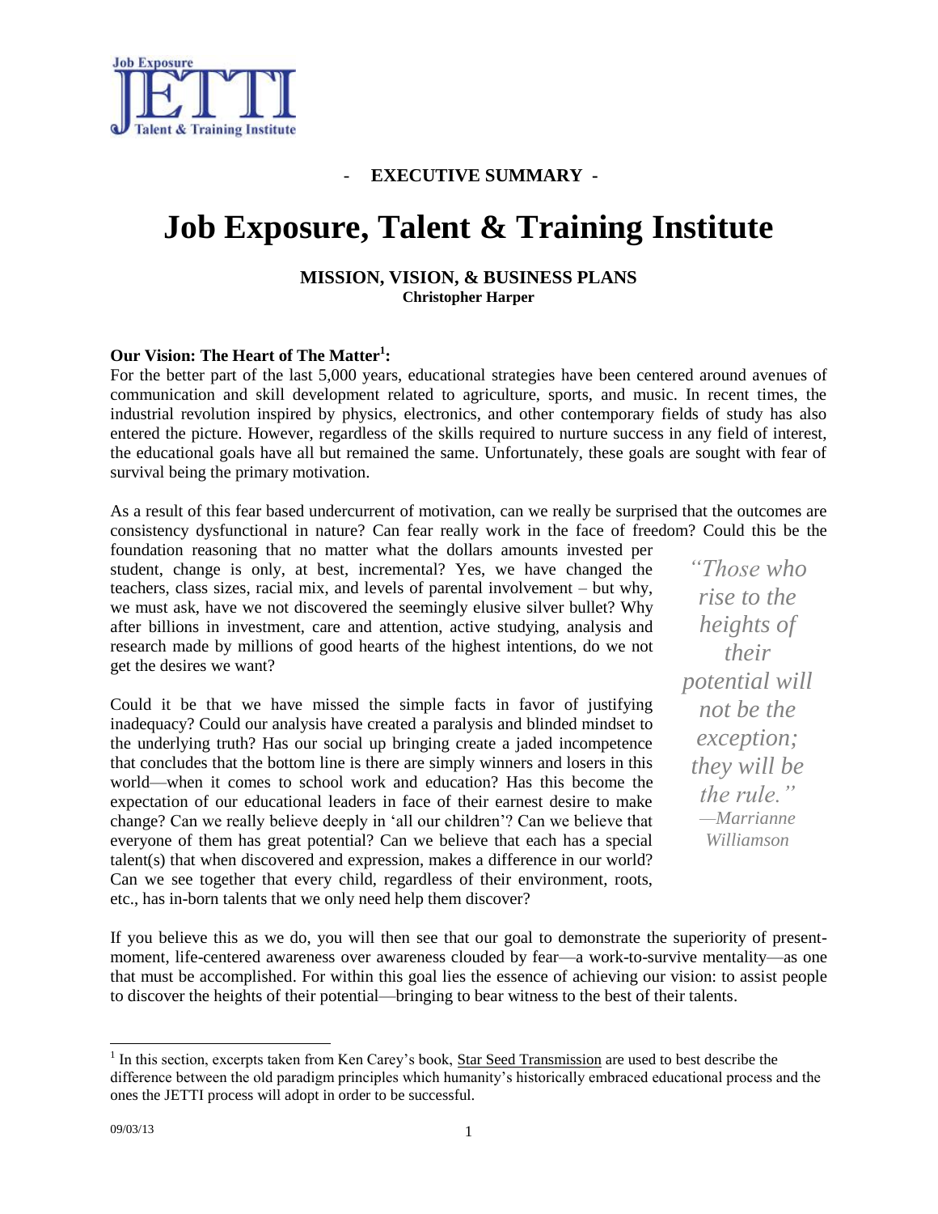Job Exposure
JETTI
Talent & Training Institute

**- EXECUTIVE SUMMARY -**

# Job Exposure, Talent & Training Institute

**MISSION, VISION, & BUSINESS PLANS**
**Christopher Harper**

**Our Vision: The Heart of The Matter[1]:**

For the better part of the last 5,000 years, educational strategies have been centered around avenues of communication and skill development related to agriculture, sports, and music. In recent times, the industrial revolution inspired by physics, electronics, and other contemporary fields of study has also entered the picture. However, regardless of the skills required to nurture success in any field of interest, the educational goals have all but remained the same. Unfortunately, these goals are sought with fear of survival being the primary motivation.

As a result of this fear based undercurrent of motivation, can we really be surprised that the outcomes are consistency dysfunctional in nature? Can fear really work in the face of freedom? Could this be the foundation reasoning that no matter what the dollars amounts invested per student, change is only, at best, incremental? Yes, we have changed the teachers, class sizes, racial mix, and levels of parental involvement – but why, we must ask, have we not discovered the seemingly elusive silver bullet? Why after billions in investment, care and attention, active studying, analysis and research made by millions of good hearts of the highest intentions, do we not get the desires we want?

> *"Those who rise to the heights of their potential will not be the exception; they will be the rule."*
> *—Marrianne Williamson*

Could it be that we have missed the simple facts in favor of justifying inadequacy? Could our analysis have created a paralysis and blinded mindset to the underlying truth? Has our social up bringing create a jaded incompetence that concludes that the bottom line is there are simply winners and losers in this world—when it comes to school work and education? Has this become the expectation of our educational leaders in face of their earnest desire to make change? Can we really believe deeply in 'all our children'? Can we believe that everyone of them has great potential? Can we believe that each has a special talent(s) that when discovered and expression, makes a difference in our world? Can we see together that every child, regardless of their environment, roots, etc., has in-born talents that we only need help them discover?

If you believe this as we do, you will then see that our goal to demonstrate the superiority of present-moment, life-centered awareness over awareness clouded by fear—a work-to-survive mentality—as one that must be accomplished. For within this goal lies the essence of achieving our vision: to assist people to discover the heights of their potential—bringing to bear witness to the best of their talents.

---

[1] In this section, excerpts taken from Ken Carey's book, Star Seed Transmission are used to best describe the difference between the old paradigm principles which humanity's historically embraced educational process and the ones the JETTI process will adopt in order to be successful.

09/03/13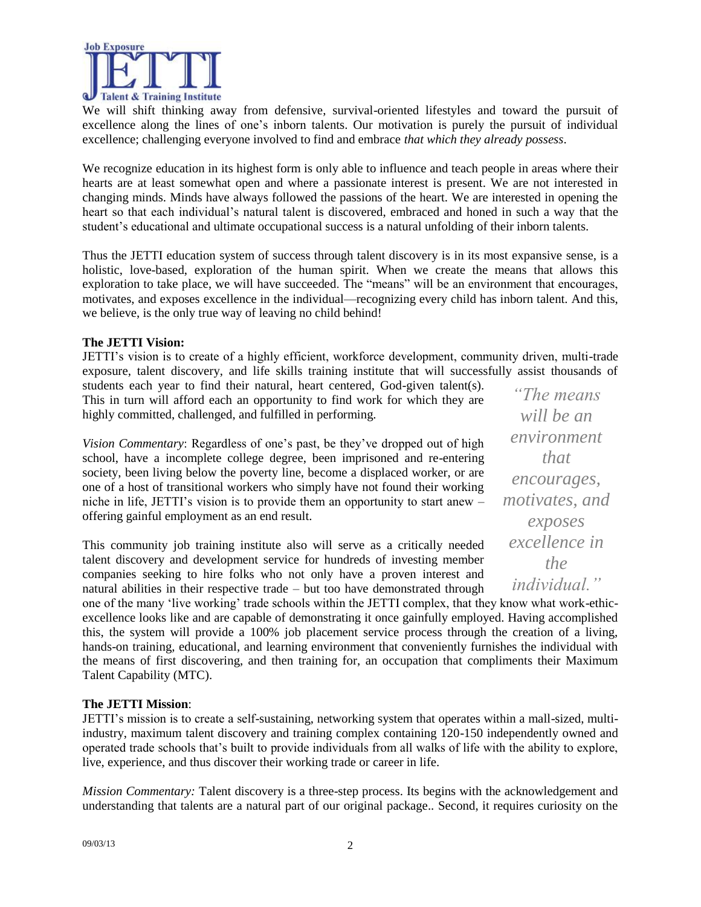We will shift thinking away from defensive, survival-oriented lifestyles and toward the pursuit of excellence along the lines of one's inborn talents. Our motivation is purely the pursuit of individual excellence; challenging everyone involved to find and embrace *that which they already possess*.

We recognize education in its highest form is only able to influence and teach people in areas where their hearts are at least somewhat open and where a passionate interest is present. We are not interested in changing minds. Minds have always followed the passions of the heart. We are interested in opening the heart so that each individual's natural talent is discovered, embraced and honed in such a way that the student's educational and ultimate occupational success is a natural unfolding of their inborn talents.

Thus the JETTI education system of success through talent discovery is in its most expansive sense, is a holistic, love-based, exploration of the human spirit. When we create the means that allows this exploration to take place, we will have succeeded. The "means" will be an environment that encourages, motivates, and exposes excellence in the individual—recognizing every child has inborn talent. And this, we believe, is the only true way of leaving no child behind!

**The JETTI Vision:**

JETTI's vision is to create of a highly efficient, workforce development, community driven, multi-trade exposure, talent discovery, and life skills training institute that will successfully assist thousands of students each year to find their natural, heart centered, God-given talent(s). This in turn will afford each an opportunity to find work for which they are highly committed, challenged, and fulfilled in performing.

*Vision Commentary*: Regardless of one's past, be they've dropped out of high school, have a incomplete college degree, been imprisoned and re-entering society, been living below the poverty line, become a displaced worker, or are one of a host of transitional workers who simply have not found their working niche in life, JETTI's vision is to provide them an opportunity to start anew – offering gainful employment as an end result.

This community job training institute also will serve as a critically needed talent discovery and development service for hundreds of investing member companies seeking to hire folks who not only have a proven interest and natural abilities in their respective trade – but too have demonstrated through one of the many 'live working' trade schools within the JETTI complex, that they know what work-ethic-excellence looks like and are capable of demonstrating it once gainfully employed. Having accomplished this, the system will provide a 100% job placement service process through the creation of a living, hands-on training, educational, and learning environment that conveniently furnishes the individual with the means of first discovering, and then training for, an occupation that compliments their Maximum Talent Capability (MTC).

> *"The means will be an environment that encourages, motivates, and exposes excellence in the individual."*

**The JETTI Mission**:

JETTI's mission is to create a self-sustaining, networking system that operates within a mall-sized, multi-industry, maximum talent discovery and training complex containing 120-150 independently owned and operated trade schools that's built to provide individuals from all walks of life with the ability to explore, live, experience, and thus discover their working trade or career in life.

*Mission Commentary:* Talent discovery is a three-step process. Its begins with the acknowledgement and understanding that talents are a natural part of our original package.. Second, it requires curiosity on the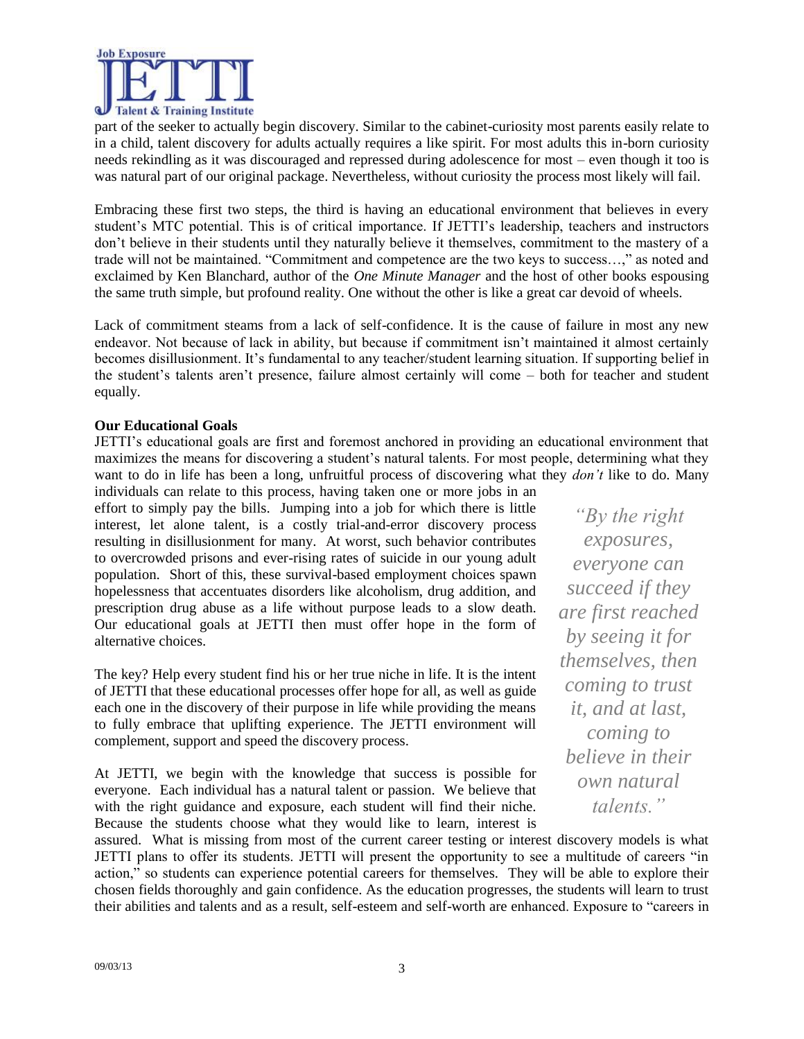part of the seeker to actually begin discovery. Similar to the cabinet-curiosity most parents easily relate to in a child, talent discovery for adults actually requires a like spirit. For most adults this in-born curiosity needs rekindling as it was discouraged and repressed during adolescence for most – even though it too is was natural part of our original package. Nevertheless, without curiosity the process most likely will fail.

Embracing these first two steps, the third is having an educational environment that believes in every student's MTC potential. This is of critical importance. If JETTI's leadership, teachers and instructors don't believe in their students until they naturally believe it themselves, commitment to the mastery of a trade will not be maintained. "Commitment and competence are the two keys to success…," as noted and exclaimed by Ken Blanchard, author of the *One Minute Manager* and the host of other books espousing the same truth simple, but profound reality. One without the other is like a great car devoid of wheels.

Lack of commitment steams from a lack of self-confidence. It is the cause of failure in most any new endeavor. Not because of lack in ability, but because if commitment isn't maintained it almost certainly becomes disillusionment. It's fundamental to any teacher/student learning situation. If supporting belief in the student's talents aren't presence, failure almost certainly will come – both for teacher and student equally.

**Our Educational Goals**

JETTI's educational goals are first and foremost anchored in providing an educational environment that maximizes the means for discovering a student's natural talents. For most people, determining what they want to do in life has been a long, unfruitful process of discovering what they *don't* like to do. Many individuals can relate to this process, having taken one or more jobs in an effort to simply pay the bills. Jumping into a job for which there is little interest, let alone talent, is a costly trial-and-error discovery process resulting in disillusionment for many. At worst, such behavior contributes to overcrowded prisons and ever-rising rates of suicide in our young adult population. Short of this, these survival-based employment choices spawn hopelessness that accentuates disorders like alcoholism, drug addition, and prescription drug abuse as a life without purpose leads to a slow death. Our educational goals at JETTI then must offer hope in the form of alternative choices.

> *"By the right exposures, everyone can succeed if they are first reached by seeing it for themselves, then coming to trust it, and at last, coming to believe in their own natural talents."*

The key? Help every student find his or her true niche in life. It is the intent of JETTI that these educational processes offer hope for all, as well as guide each one in the discovery of their purpose in life while providing the means to fully embrace that uplifting experience. The JETTI environment will complement, support and speed the discovery process.

At JETTI, we begin with the knowledge that success is possible for everyone. Each individual has a natural talent or passion. We believe that with the right guidance and exposure, each student will find their niche. Because the students choose what they would like to learn, interest is assured. What is missing from most of the current career testing or interest discovery models is what JETTI plans to offer its students. JETTI will present the opportunity to see a multitude of careers "in action," so students can experience potential careers for themselves. They will be able to explore their chosen fields thoroughly and gain confidence. As the education progresses, the students will learn to trust their abilities and talents and as a result, self-esteem and self-worth are enhanced. Exposure to "careers in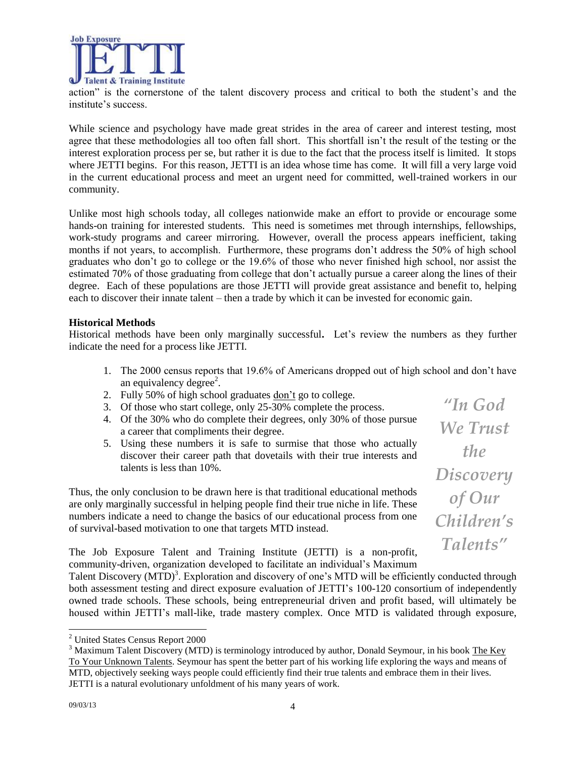action" is the cornerstone of the talent discovery process and critical to both the student's and the institute's success.

While science and psychology have made great strides in the area of career and interest testing, most agree that these methodologies all too often fall short. This shortfall isn't the result of the testing or the interest exploration process per se, but rather it is due to the fact that the process itself is limited. It stops where JETTI begins. For this reason, JETTI is an idea whose time has come. It will fill a very large void in the current educational process and meet an urgent need for committed, well-trained workers in our community.

Unlike most high schools today, all colleges nationwide make an effort to provide or encourage some hands-on training for interested students. This need is sometimes met through internships, fellowships, work-study programs and career mirroring. However, overall the process appears inefficient, taking months if not years, to accomplish. Furthermore, these programs don't address the 50% of high school graduates who don't go to college or the 19.6% of those who never finished high school, nor assist the estimated 70% of those graduating from college that don't actually pursue a career along the lines of their degree. Each of these populations are those JETTI will provide great assistance and benefit to, helping each to discover their innate talent – then a trade by which it can be invested for economic gain.

**Historical Methods**

Historical methods have been only marginally successful**.** Let's review the numbers as they further indicate the need for a process like JETTI.

1. The 2000 census reports that 19.6% of Americans dropped out of high school and don't have an equivalency degree[2].
2. Fully 50% of high school graduates don't go to college.
3. Of those who start college, only 25-30% complete the process.
4. Of the 30% who do complete their degrees, only 30% of those pursue a career that compliments their degree.
5. Using these numbers it is safe to surmise that those who actually discover their career path that dovetails with their true interests and talents is less than 10%.

*"In God We Trust the Discovery of Our Children's Talents"*

Thus, the only conclusion to be drawn here is that traditional educational methods are only marginally successful in helping people find their true niche in life. These numbers indicate a need to change the basics of our educational process from one of survival-based motivation to one that targets MTD instead.

The Job Exposure Talent and Training Institute (JETTI) is a non-profit, community-driven, organization developed to facilitate an individual's Maximum Talent Discovery (MTD)[3]. Exploration and discovery of one's MTD will be efficiently conducted through both assessment testing and direct exposure evaluation of JETTI's 100-120 consortium of independently owned trade schools. These schools, being entrepreneurial driven and profit based, will ultimately be housed within JETTI's mall-like, trade mastery complex. Once MTD is validated through exposure,

---

[2] United States Census Report 2000

[3] Maximum Talent Discovery (MTD) is terminology introduced by author, Donald Seymour, in his book The Key To Your Unknown Talents. Seymour has spent the better part of his working life exploring the ways and means of MTD, objectively seeking ways people could efficiently find their true talents and embrace them in their lives. JETTI is a natural evolutionary unfoldment of his many years of work.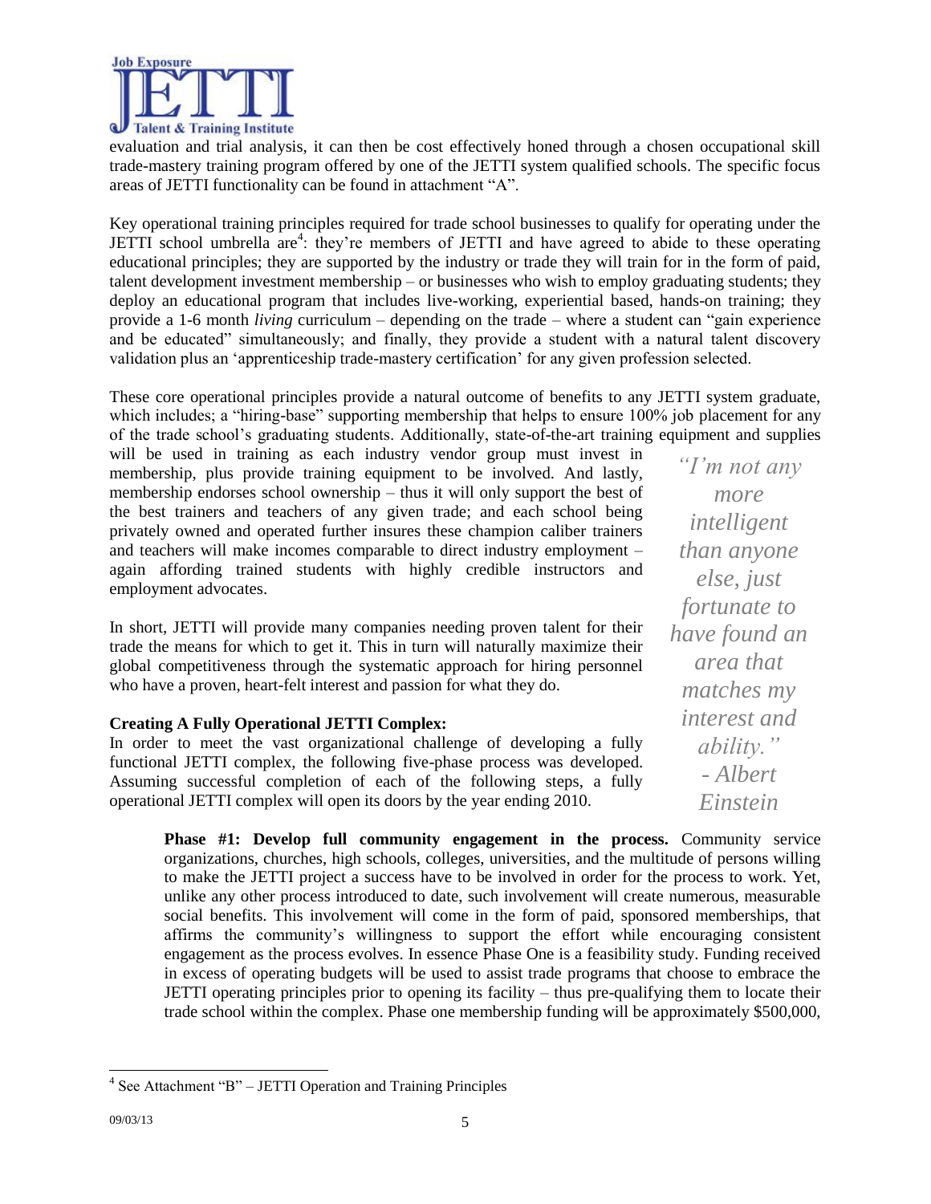evaluation and trial analysis, it can then be cost effectively honed through a chosen occupational skill trade-mastery training program offered by one of the JETTI system qualified schools. The specific focus areas of JETTI functionality can be found in attachment "A".

Key operational training principles required for trade school businesses to qualify for operating under the JETTI school umbrella are[4]: they're members of JETTI and have agreed to abide to these operating educational principles; they are supported by the industry or trade they will train for in the form of paid, talent development investment membership – or businesses who wish to employ graduating students; they deploy an educational program that includes live-working, experiential based, hands-on training; they provide a 1-6 month *living* curriculum – depending on the trade – where a student can "gain experience and be educated" simultaneously; and finally, they provide a student with a natural talent discovery validation plus an 'apprenticeship trade-mastery certification' for any given profession selected.

These core operational principles provide a natural outcome of benefits to any JETTI system graduate, which includes; a "hiring-base" supporting membership that helps to ensure 100% job placement for any of the trade school's graduating students. Additionally, state-of-the-art training equipment and supplies will be used in training as each industry vendor group must invest in membership, plus provide training equipment to be involved. And lastly, membership endorses school ownership – thus it will only support the best of the best trainers and teachers of any given trade; and each school being privately owned and operated further insures these champion caliber trainers and teachers will make incomes comparable to direct industry employment – again affording trained students with highly credible instructors and employment advocates.

In short, JETTI will provide many companies needing proven talent for their trade the means for which to get it. This in turn will naturally maximize their global competitiveness through the systematic approach for hiring personnel who have a proven, heart-felt interest and passion for what they do.

> *"I'm not any more intelligent than anyone else, just fortunate to have found an area that matches my interest and ability."*
> *- Albert Einstein*

**Creating A Fully Operational JETTI Complex:**

In order to meet the vast organizational challenge of developing a fully functional JETTI complex, the following five-phase process was developed. Assuming successful completion of each of the following steps, a fully operational JETTI complex will open its doors by the year ending 2010.

**Phase #1: Develop full community engagement in the process.** Community service organizations, churches, high schools, colleges, universities, and the multitude of persons willing to make the JETTI project a success have to be involved in order for the process to work. Yet, unlike any other process introduced to date, such involvement will create numerous, measurable social benefits. This involvement will come in the form of paid, sponsored memberships, that affirms the community's willingness to support the effort while encouraging consistent engagement as the process evolves. In essence Phase One is a feasibility study. Funding received in excess of operating budgets will be used to assist trade programs that choose to embrace the JETTI operating principles prior to opening its facility – thus pre-qualifying them to locate their trade school within the complex. Phase one membership funding will be approximately $500,000,

[4] See Attachment "B" – JETTI Operation and Training Principles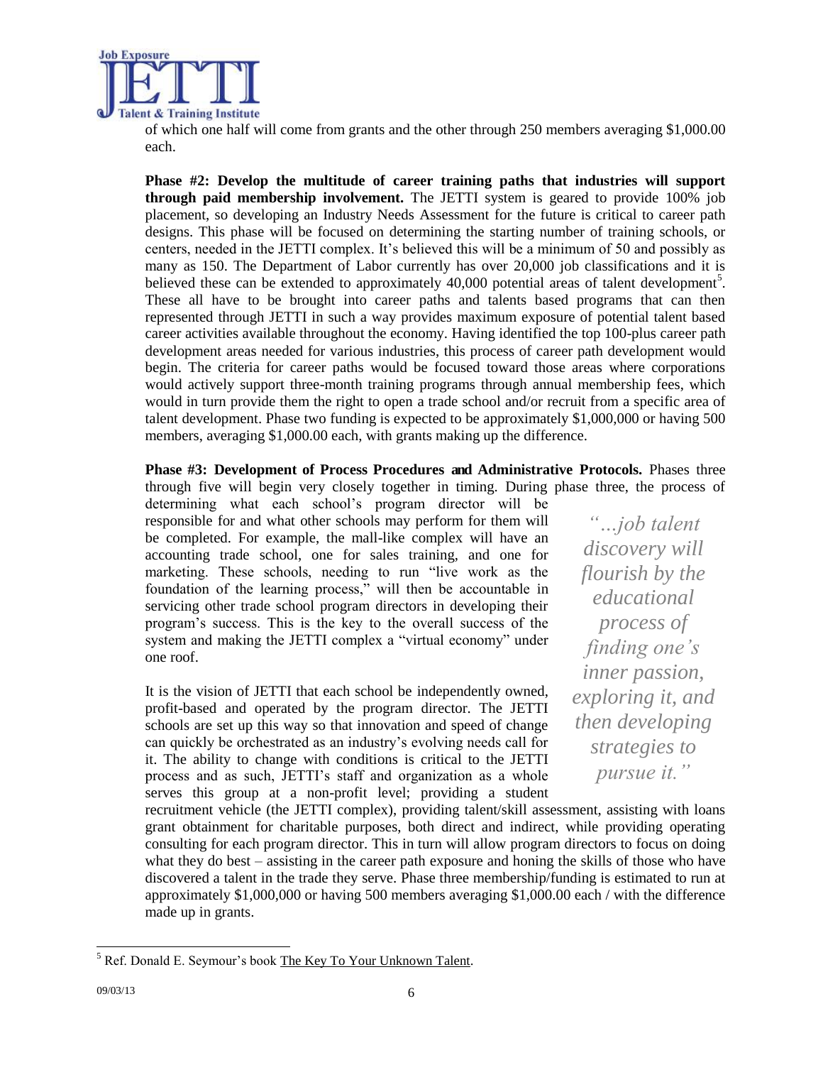of which one half will come from grants and the other through 250 members averaging $1,000.00 each.

**Phase #2: Develop the multitude of career training paths that industries will support through paid membership involvement.** The JETTI system is geared to provide 100% job placement, so developing an Industry Needs Assessment for the future is critical to career path designs. This phase will be focused on determining the starting number of training schools, or centers, needed in the JETTI complex. It's believed this will be a minimum of 50 and possibly as many as 150. The Department of Labor currently has over 20,000 job classifications and it is believed these can be extended to approximately 40,000 potential areas of talent development[5]. These all have to be brought into career paths and talents based programs that can then represented through JETTI in such a way provides maximum exposure of potential talent based career activities available throughout the economy. Having identified the top 100-plus career path development areas needed for various industries, this process of career path development would begin. The criteria for career paths would be focused toward those areas where corporations would actively support three-month training programs through annual membership fees, which would in turn provide them the right to open a trade school and/or recruit from a specific area of talent development. Phase two funding is expected to be approximately $1,000,000 or having 500 members, averaging $1,000.00 each, with grants making up the difference.

**Phase #3: Development of Process Procedures and Administrative Protocols.** Phases three through five will begin very closely together in timing. During phase three, the process of determining what each school's program director will be responsible for and what other schools may perform for them will be completed. For example, the mall-like complex will have an accounting trade school, one for sales training, and one for marketing. These schools, needing to run "live work as the foundation of the learning process," will then be accountable in servicing other trade school program directors in developing their program's success. This is the key to the overall success of the system and making the JETTI complex a "virtual economy" under one roof.

It is the vision of JETTI that each school be independently owned, profit-based and operated by the program director. The JETTI schools are set up this way so that innovation and speed of change can quickly be orchestrated as an industry's evolving needs call for it. The ability to change with conditions is critical to the JETTI process and as such, JETTI's staff and organization as a whole serves this group at a non-profit level; providing a student recruitment vehicle (the JETTI complex), providing talent/skill assessment, assisting with loans grant obtainment for charitable purposes, both direct and indirect, while providing operating consulting for each program director. This in turn will allow program directors to focus on doing what they do best – assisting in the career path exposure and honing the skills of those who have discovered a talent in the trade they serve. Phase three membership/funding is estimated to run at approximately $1,000,000 or having 500 members averaging $1,000.00 each / with the difference made up in grants.

*"...job talent discovery will flourish by the educational process of finding one's inner passion, exploring it, and then developing strategies to pursue it."*

[5] Ref. Donald E. Seymour's book The Key To Your Unknown Talent.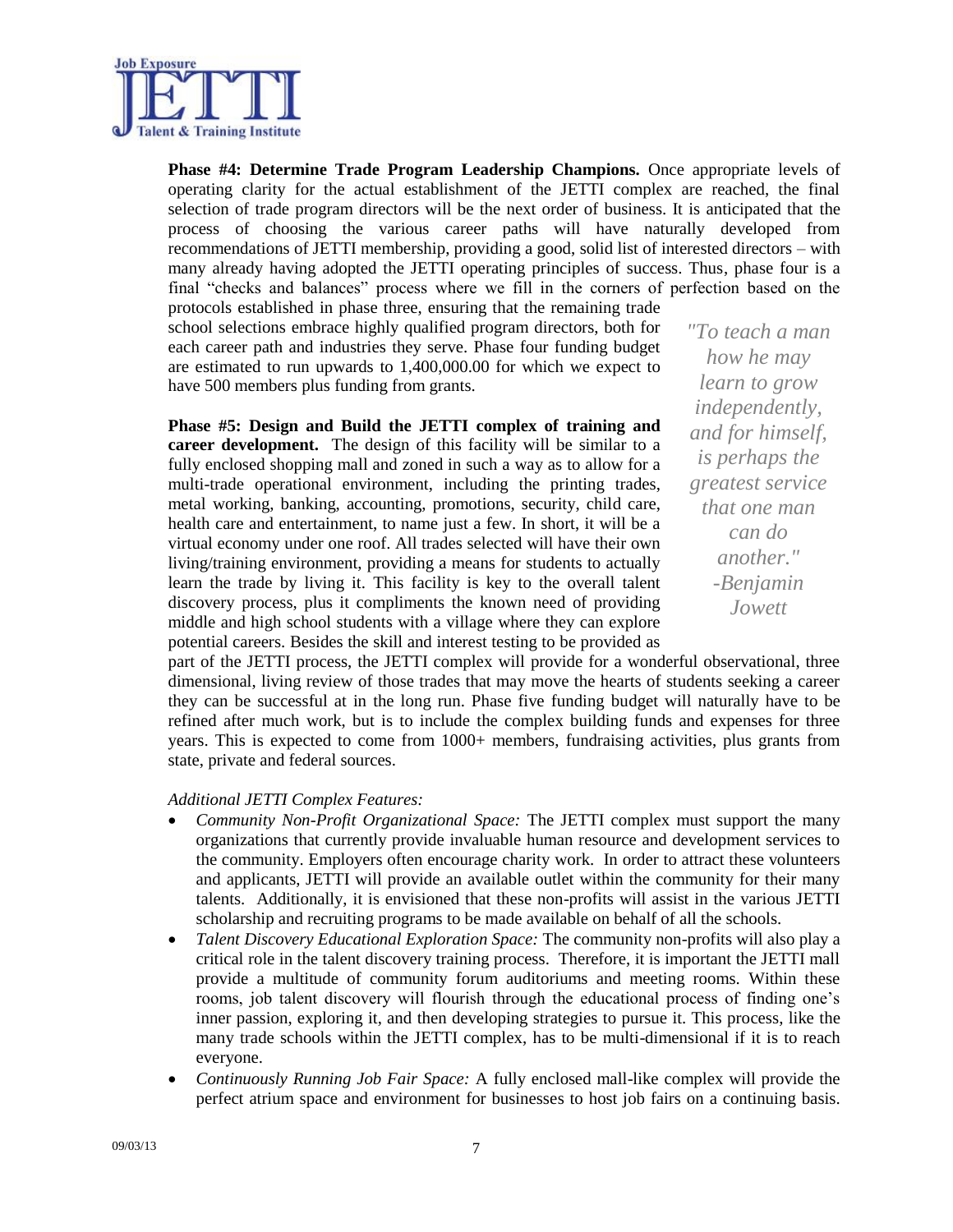**Phase #4: Determine Trade Program Leadership Champions.** Once appropriate levels of operating clarity for the actual establishment of the JETTI complex are reached, the final selection of trade program directors will be the next order of business. It is anticipated that the process of choosing the various career paths will have naturally developed from recommendations of JETTI membership, providing a good, solid list of interested directors – with many already having adopted the JETTI operating principles of success. Thus, phase four is a final "checks and balances" process where we fill in the corners of perfection based on the protocols established in phase three, ensuring that the remaining trade school selections embrace highly qualified program directors, both for each career path and industries they serve. Phase four funding budget are estimated to run upwards to 1,400,000.00 for which we expect to have 500 members plus funding from grants.

*"To teach a man how he may learn to grow independently, and for himself, is perhaps the greatest service that one man can do another." -Benjamin Jowett*

**Phase #5: Design and Build the JETTI complex of training and career development.** The design of this facility will be similar to a fully enclosed shopping mall and zoned in such a way as to allow for a multi-trade operational environment, including the printing trades, metal working, banking, accounting, promotions, security, child care, health care and entertainment, to name just a few. In short, it will be a virtual economy under one roof. All trades selected will have their own living/training environment, providing a means for students to actually learn the trade by living it. This facility is key to the overall talent discovery process, plus it compliments the known need of providing middle and high school students with a village where they can explore potential careers. Besides the skill and interest testing to be provided as part of the JETTI process, the JETTI complex will provide for a wonderful observational, three dimensional, living review of those trades that may move the hearts of students seeking a career they can be successful at in the long run. Phase five funding budget will naturally have to be refined after much work, but is to include the complex building funds and expenses for three years. This is expected to come from 1000+ members, fundraising activities, plus grants from state, private and federal sources.

*Additional JETTI Complex Features:*

- *Community Non-Profit Organizational Space:* The JETTI complex must support the many organizations that currently provide invaluable human resource and development services to the community. Employers often encourage charity work. In order to attract these volunteers and applicants, JETTI will provide an available outlet within the community for their many talents. Additionally, it is envisioned that these non-profits will assist in the various JETTI scholarship and recruiting programs to be made available on behalf of all the schools.
- *Talent Discovery Educational Exploration Space:* The community non-profits will also play a critical role in the talent discovery training process. Therefore, it is important the JETTI mall provide a multitude of community forum auditoriums and meeting rooms. Within these rooms, job talent discovery will flourish through the educational process of finding one's inner passion, exploring it, and then developing strategies to pursue it. This process, like the many trade schools within the JETTI complex, has to be multi-dimensional if it is to reach everyone.
- *Continuously Running Job Fair Space:* A fully enclosed mall-like complex will provide the perfect atrium space and environment for businesses to host job fairs on a continuing basis.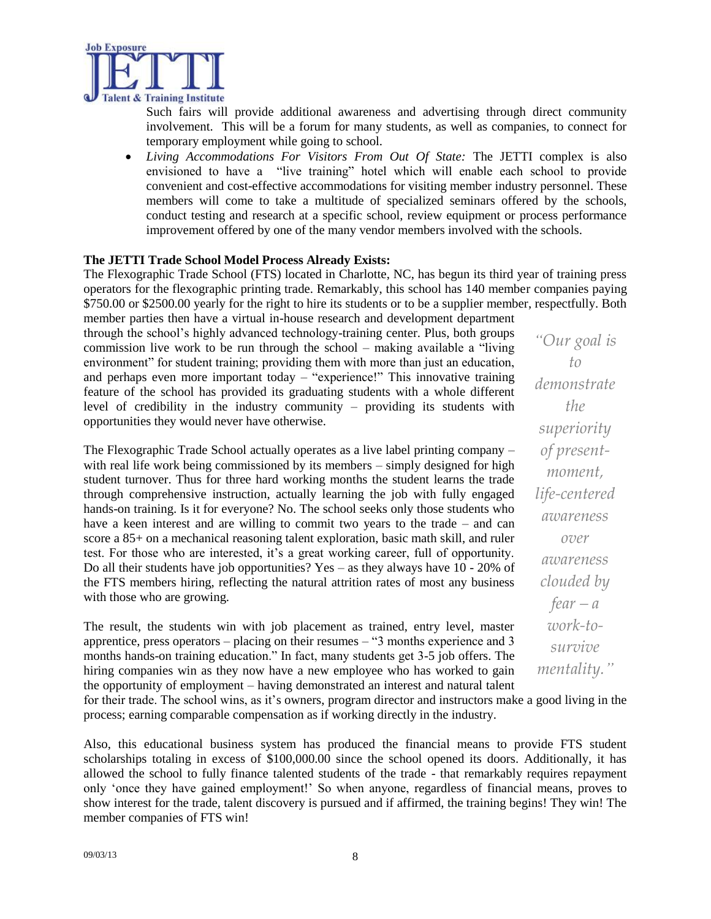Such fairs will provide additional awareness and advertising through direct community involvement. This will be a forum for many students, as well as companies, to connect for temporary employment while going to school.

- *Living Accommodations For Visitors From Out Of State:* The JETTI complex is also envisioned to have a "live training" hotel which will enable each school to provide convenient and cost-effective accommodations for visiting member industry personnel. These members will come to take a multitude of specialized seminars offered by the schools, conduct testing and research at a specific school, review equipment or process performance improvement offered by one of the many vendor members involved with the schools.

**The JETTI Trade School Model Process Already Exists:**

The Flexographic Trade School (FTS) located in Charlotte, NC, has begun its third year of training press operators for the flexographic printing trade. Remarkably, this school has 140 member companies paying $750.00 or $2500.00 yearly for the right to hire its students or to be a supplier member, respectfully. Both member parties then have a virtual in-house research and development department through the school's highly advanced technology-training center. Plus, both groups commission live work to be run through the school – making available a "living environment" for student training; providing them with more than just an education, and perhaps even more important today – "experience!" This innovative training feature of the school has provided its graduating students with a whole different level of credibility in the industry community – providing its students with opportunities they would never have otherwise.

*"Our goal is to demonstrate the superiority of present-moment, life-centered awareness over awareness clouded by fear – a work-to-survive mentality."*

The Flexographic Trade School actually operates as a live label printing company – with real life work being commissioned by its members – simply designed for high student turnover. Thus for three hard working months the student learns the trade through comprehensive instruction, actually learning the job with fully engaged hands-on training. Is it for everyone? No. The school seeks only those students who have a keen interest and are willing to commit two years to the trade – and can score a 85+ on a mechanical reasoning talent exploration, basic math skill, and ruler test. For those who are interested, it's a great working career, full of opportunity. Do all their students have job opportunities? Yes – as they always have 10 - 20% of the FTS members hiring, reflecting the natural attrition rates of most any business with those who are growing.

The result, the students win with job placement as trained, entry level, master apprentice, press operators – placing on their resumes – "3 months experience and 3 months hands-on training education." In fact, many students get 3-5 job offers. The hiring companies win as they now have a new employee who has worked to gain the opportunity of employment – having demonstrated an interest and natural talent for their trade. The school wins, as it's owners, program director and instructors make a good living in the process; earning comparable compensation as if working directly in the industry.

Also, this educational business system has produced the financial means to provide FTS student scholarships totaling in excess of $100,000.00 since the school opened its doors. Additionally, it has allowed the school to fully finance talented students of the trade - that remarkably requires repayment only 'once they have gained employment!' So when anyone, regardless of financial means, proves to show interest for the trade, talent discovery is pursued and if affirmed, the training begins! They win! The member companies of FTS win!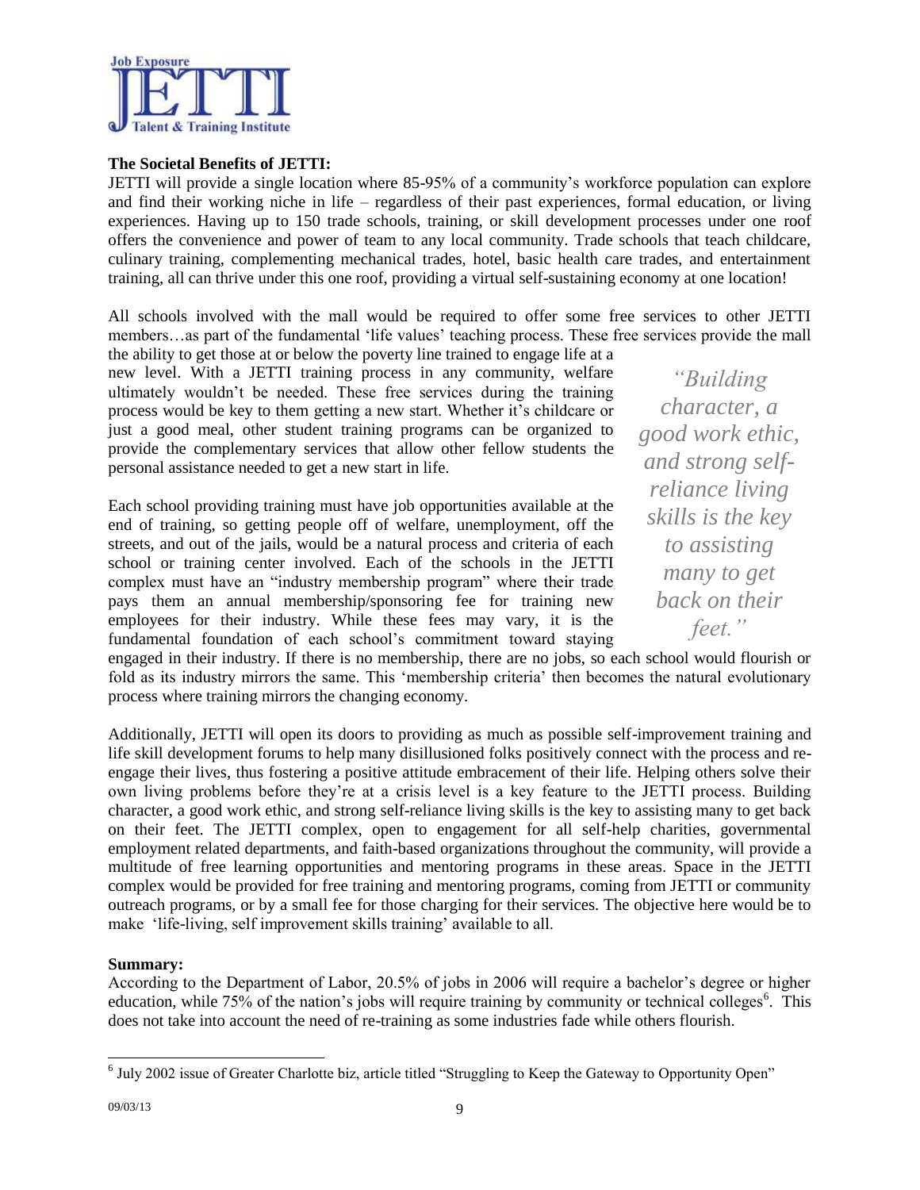**The Societal Benefits of JETTI:**

JETTI will provide a single location where 85-95% of a community's workforce population can explore and find their working niche in life – regardless of their past experiences, formal education, or living experiences. Having up to 150 trade schools, training, or skill development processes under one roof offers the convenience and power of team to any local community. Trade schools that teach childcare, culinary training, complementing mechanical trades, hotel, basic health care trades, and entertainment training, all can thrive under this one roof, providing a virtual self-sustaining economy at one location!

All schools involved with the mall would be required to offer some free services to other JETTI members…as part of the fundamental 'life values' teaching process. These free services provide the mall the ability to get those at or below the poverty line trained to engage life at a new level. With a JETTI training process in any community, welfare ultimately wouldn't be needed. These free services during the training process would be key to them getting a new start. Whether it's childcare or just a good meal, other student training programs can be organized to provide the complementary services that allow other fellow students the personal assistance needed to get a new start in life.

> *"Building character, a good work ethic, and strong self-reliance living skills is the key to assisting many to get back on their feet."*

Each school providing training must have job opportunities available at the end of training, so getting people off of welfare, unemployment, off the streets, and out of the jails, would be a natural process and criteria of each school or training center involved. Each of the schools in the JETTI complex must have an "industry membership program" where their trade pays them an annual membership/sponsoring fee for training new employees for their industry. While these fees may vary, it is the fundamental foundation of each school's commitment toward staying engaged in their industry. If there is no membership, there are no jobs, so each school would flourish or fold as its industry mirrors the same. This 'membership criteria' then becomes the natural evolutionary process where training mirrors the changing economy.

Additionally, JETTI will open its doors to providing as much as possible self-improvement training and life skill development forums to help many disillusioned folks positively connect with the process and re-engage their lives, thus fostering a positive attitude embracement of their life. Helping others solve their own living problems before they're at a crisis level is a key feature to the JETTI process. Building character, a good work ethic, and strong self-reliance living skills is the key to assisting many to get back on their feet. The JETTI complex, open to engagement for all self-help charities, governmental employment related departments, and faith-based organizations throughout the community, will provide a multitude of free learning opportunities and mentoring programs in these areas. Space in the JETTI complex would be provided for free training and mentoring programs, coming from JETTI or community outreach programs, or by a small fee for those charging for their services. The objective here would be to make 'life-living, self improvement skills training' available to all.

**Summary:**

According to the Department of Labor, 20.5% of jobs in 2006 will require a bachelor's degree or higher education, while 75% of the nation's jobs will require training by community or technical colleges[6]. This does not take into account the need of re-training as some industries fade while others flourish.

[6] July 2002 issue of Greater Charlotte biz, article titled "Struggling to Keep the Gateway to Opportunity Open"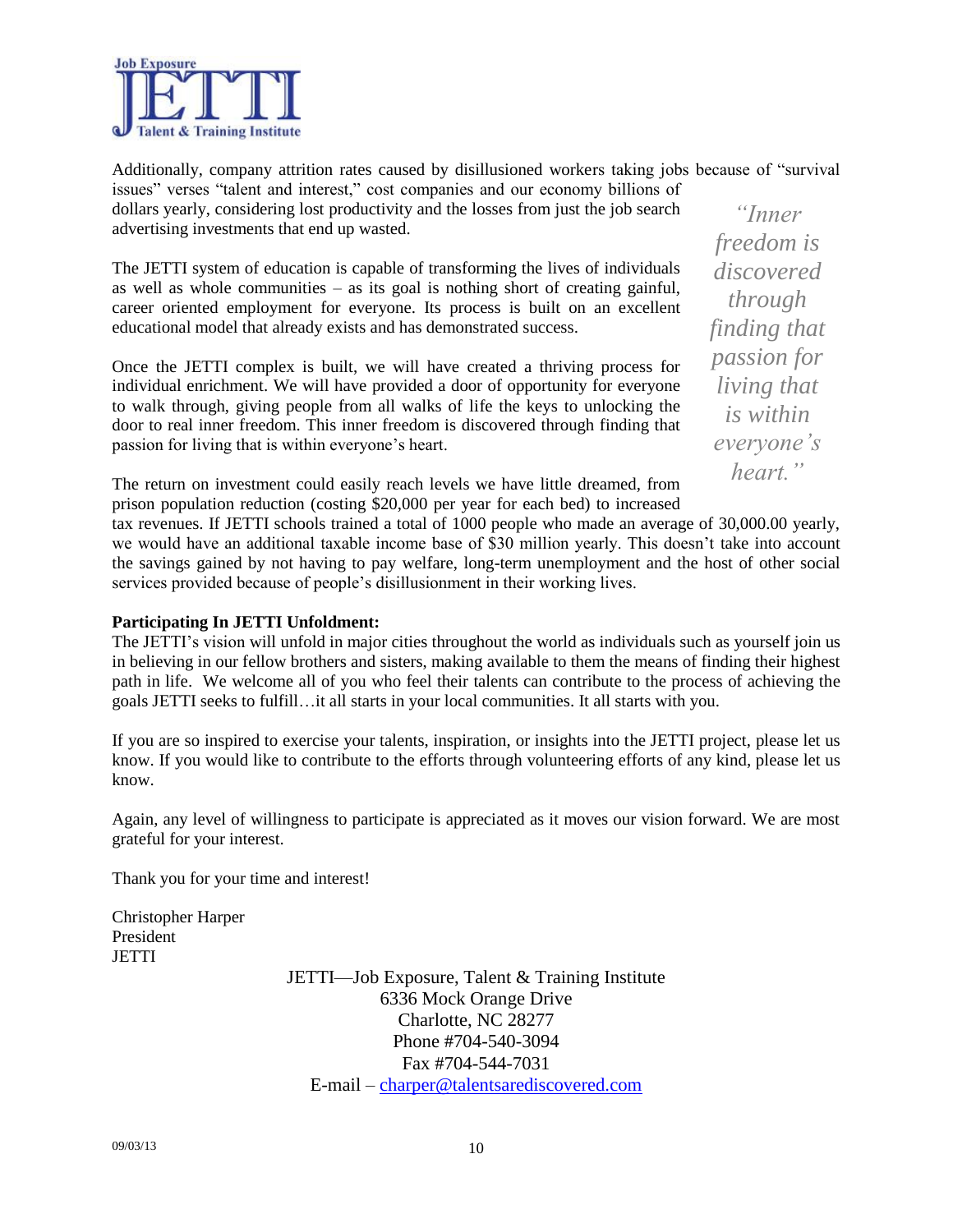Additionally, company attrition rates caused by disillusioned workers taking jobs because of "survival issues" verses "talent and interest," cost companies and our economy billions of dollars yearly, considering lost productivity and the losses from just the job search advertising investments that end up wasted.

The JETTI system of education is capable of transforming the lives of individuals as well as whole communities – as its goal is nothing short of creating gainful, career oriented employment for everyone. Its process is built on an excellent educational model that already exists and has demonstrated success.

Once the JETTI complex is built, we will have created a thriving process for individual enrichment. We will have provided a door of opportunity for everyone to walk through, giving people from all walks of life the keys to unlocking the door to real inner freedom. This inner freedom is discovered through finding that passion for living that is within everyone's heart.

*"Inner freedom is discovered through finding that passion for living that is within everyone's heart."*

The return on investment could easily reach levels we have little dreamed, from prison population reduction (costing $20,000 per year for each bed) to increased tax revenues. If JETTI schools trained a total of 1000 people who made an average of 30,000.00 yearly, we would have an additional taxable income base of $30 million yearly. This doesn't take into account the savings gained by not having to pay welfare, long-term unemployment and the host of other social services provided because of people's disillusionment in their working lives.

**Participating In JETTI Unfoldment:**

The JETTI's vision will unfold in major cities throughout the world as individuals such as yourself join us in believing in our fellow brothers and sisters, making available to them the means of finding their highest path in life. We welcome all of you who feel their talents can contribute to the process of achieving the goals JETTI seeks to fulfill…it all starts in your local communities. It all starts with you.

If you are so inspired to exercise your talents, inspiration, or insights into the JETTI project, please let us know. If you would like to contribute to the efforts through volunteering efforts of any kind, please let us know.

Again, any level of willingness to participate is appreciated as it moves our vision forward. We are most grateful for your interest.

Thank you for your time and interest!

Christopher Harper
President
JETTI

JETTI—Job Exposure, Talent & Training Institute
6336 Mock Orange Drive
Charlotte, NC 28277
Phone #704-540-3094
Fax #704-544-7031
E-mail – charper@talentsarediscovered.com

09/03/13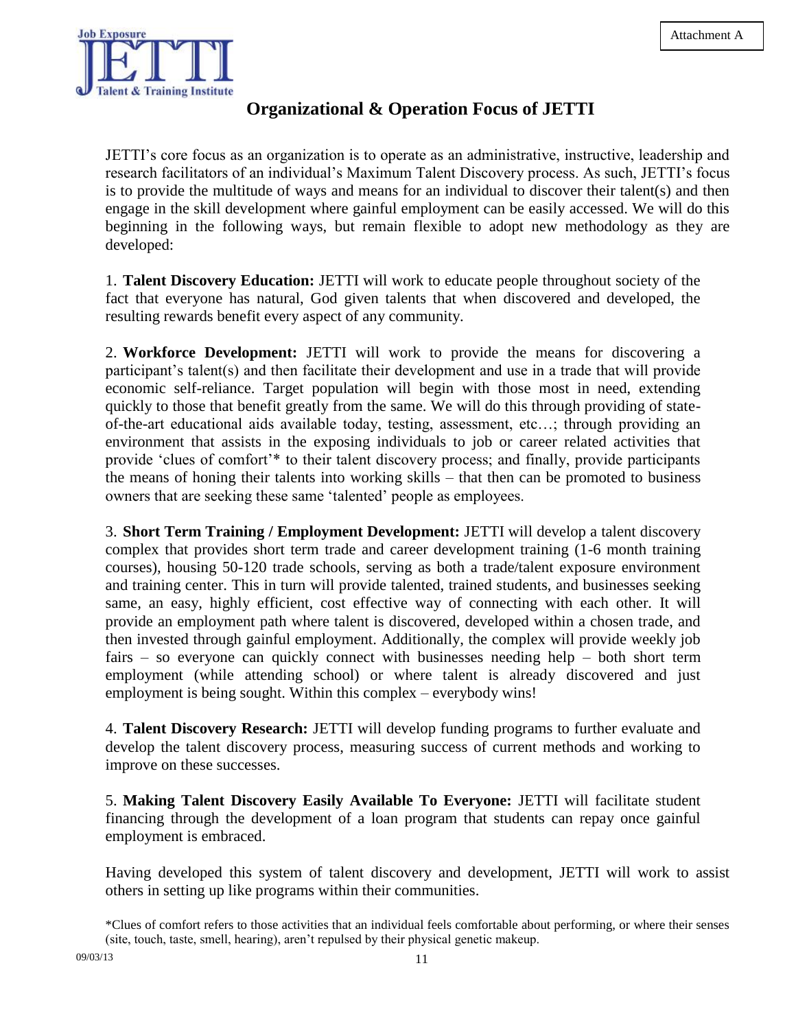Attachment A

Job Exposure JETTI Talent & Training Institute

# Organizational & Operation Focus of JETTI

JETTI's core focus as an organization is to operate as an administrative, instructive, leadership and research facilitators of an individual's Maximum Talent Discovery process. As such, JETTI's focus is to provide the multitude of ways and means for an individual to discover their talent(s) and then engage in the skill development where gainful employment can be easily accessed. We will do this beginning in the following ways, but remain flexible to adopt new methodology as they are developed:

1. **Talent Discovery Education:** JETTI will work to educate people throughout society of the fact that everyone has natural, God given talents that when discovered and developed, the resulting rewards benefit every aspect of any community.

2. **Workforce Development:** JETTI will work to provide the means for discovering a participant's talent(s) and then facilitate their development and use in a trade that will provide economic self-reliance. Target population will begin with those most in need, extending quickly to those that benefit greatly from the same. We will do this through providing of state-of-the-art educational aids available today, testing, assessment, etc…; through providing an environment that assists in the exposing individuals to job or career related activities that provide 'clues of comfort'* to their talent discovery process; and finally, provide participants the means of honing their talents into working skills – that then can be promoted to business owners that are seeking these same 'talented' people as employees.

3. **Short Term Training / Employment Development:** JETTI will develop a talent discovery complex that provides short term trade and career development training (1-6 month training courses), housing 50-120 trade schools, serving as both a trade/talent exposure environment and training center. This in turn will provide talented, trained students, and businesses seeking same, an easy, highly efficient, cost effective way of connecting with each other. It will provide an employment path where talent is discovered, developed within a chosen trade, and then invested through gainful employment. Additionally, the complex will provide weekly job fairs – so everyone can quickly connect with businesses needing help – both short term employment (while attending school) or where talent is already discovered and just employment is being sought. Within this complex – everybody wins!

4. **Talent Discovery Research:** JETTI will develop funding programs to further evaluate and develop the talent discovery process, measuring success of current methods and working to improve on these successes.

5. **Making Talent Discovery Easily Available To Everyone:** JETTI will facilitate student financing through the development of a loan program that students can repay once gainful employment is embraced.

Having developed this system of talent discovery and development, JETTI will work to assist others in setting up like programs within their communities.

*Clues of comfort refers to those activities that an individual feels comfortable about performing, or where their senses (site, touch, taste, smell, hearing), aren't repulsed by their physical genetic makeup.

09/03/13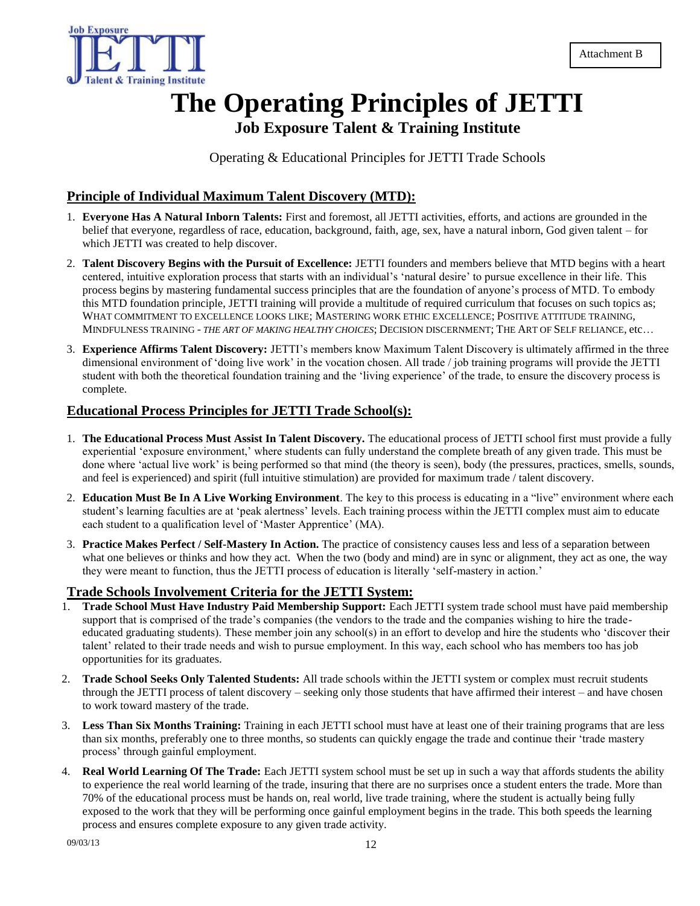Attachment B

# The Operating Principles of JETTI

## Job Exposure Talent & Training Institute

Operating & Educational Principles for JETTI Trade Schools

### Principle of Individual Maximum Talent Discovery (MTD):

1. **Everyone Has A Natural Inborn Talents:** First and foremost, all JETTI activities, efforts, and actions are grounded in the belief that everyone, regardless of race, education, background, faith, age, sex, have a natural inborn, God given talent – for which JETTI was created to help discover.
2. **Talent Discovery Begins with the Pursuit of Excellence:** JETTI founders and members believe that MTD begins with a heart centered, intuitive exploration process that starts with an individual's 'natural desire' to pursue excellence in their life. This process begins by mastering fundamental success principles that are the foundation of anyone's process of MTD. To embody this MTD foundation principle, JETTI training will provide a multitude of required curriculum that focuses on such topics as; WHAT COMMITMENT TO EXCELLENCE LOOKS LIKE; MASTERING WORK ETHIC EXCELLENCE; POSITIVE ATTITUDE TRAINING, MINDFULNESS TRAINING - *THE ART OF MAKING HEALTHY CHOICES*; DECISION DISCERNMENT; THE ART OF SELF RELIANCE, etc…
3. **Experience Affirms Talent Discovery:** JETTI's members know Maximum Talent Discovery is ultimately affirmed in the three dimensional environment of 'doing live work' in the vocation chosen. All trade / job training programs will provide the JETTI student with both the theoretical foundation training and the 'living experience' of the trade, to ensure the discovery process is complete.

### Educational Process Principles for JETTI Trade School(s):

1. **The Educational Process Must Assist In Talent Discovery.** The educational process of JETTI school first must provide a fully experiential 'exposure environment,' where students can fully understand the complete breath of any given trade. This must be done where 'actual live work' is being performed so that mind (the theory is seen), body (the pressures, practices, smells, sounds, and feel is experienced) and spirit (full intuitive stimulation) are provided for maximum trade / talent discovery.
2. **Education Must Be In A Live Working Environment**. The key to this process is educating in a "live" environment where each student's learning faculties are at 'peak alertness' levels. Each training process within the JETTI complex must aim to educate each student to a qualification level of 'Master Apprentice' (MA).
3. **Practice Makes Perfect / Self-Mastery In Action.** The practice of consistency causes less and less of a separation between what one believes or thinks and how they act. When the two (body and mind) are in sync or alignment, they act as one, the way they were meant to function, thus the JETTI process of education is literally 'self-mastery in action.'

### Trade Schools Involvement Criteria for the JETTI System:

1. **Trade School Must Have Industry Paid Membership Support:** Each JETTI system trade school must have paid membership support that is comprised of the trade's companies (the vendors to the trade and the companies wishing to hire the trade-educated graduating students). These member join any school(s) in an effort to develop and hire the students who 'discover their talent' related to their trade needs and wish to pursue employment. In this way, each school who has members too has job opportunities for its graduates.
2. **Trade School Seeks Only Talented Students:** All trade schools within the JETTI system or complex must recruit students through the JETTI process of talent discovery – seeking only those students that have affirmed their interest – and have chosen to work toward mastery of the trade.
3. **Less Than Six Months Training:** Training in each JETTI school must have at least one of their training programs that are less than six months, preferably one to three months, so students can quickly engage the trade and continue their 'trade mastery process' through gainful employment.
4. **Real World Learning Of The Trade:** Each JETTI system school must be set up in such a way that affords students the ability to experience the real world learning of the trade, insuring that there are no surprises once a student enters the trade. More than 70% of the educational process must be hands on, real world, live trade training, where the student is actually being fully exposed to the work that they will be performing once gainful employment begins in the trade. This both speeds the learning process and ensures complete exposure to any given trade activity.

09/03/13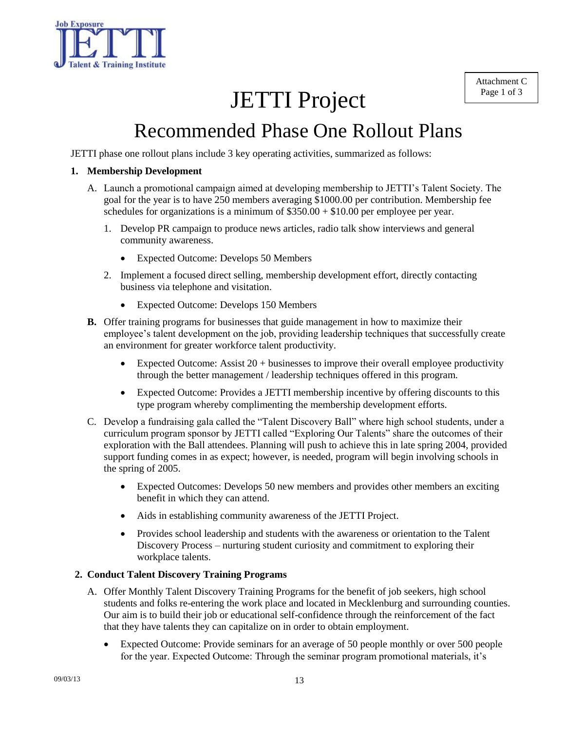Attachment C
Page 1 of 3

# JETTI Project

## Recommended Phase One Rollout Plans

JETTI phase one rollout plans include 3 key operating activities, summarized as follows:

**1. Membership Development**

A. Launch a promotional campaign aimed at developing membership to JETTI's Talent Society. The goal for the year is to have 250 members averaging $1000.00 per contribution. Membership fee schedules for organizations is a minimum of $350.00 + $10.00 per employee per year.

1. Develop PR campaign to produce news articles, radio talk show interviews and general community awareness.
   - Expected Outcome: Develops 50 Members
2. Implement a focused direct selling, membership development effort, directly contacting business via telephone and visitation.
   - Expected Outcome: Develops 150 Members

**B.** Offer training programs for businesses that guide management in how to maximize their employee's talent development on the job, providing leadership techniques that successfully create an environment for greater workforce talent productivity.

- Expected Outcome: Assist 20 + businesses to improve their overall employee productivity through the better management / leadership techniques offered in this program.
- Expected Outcome: Provides a JETTI membership incentive by offering discounts to this type program whereby complimenting the membership development efforts.

C. Develop a fundraising gala called the "Talent Discovery Ball" where high school students, under a curriculum program sponsor by JETTI called "Exploring Our Talents" share the outcomes of their exploration with the Ball attendees. Planning will push to achieve this in late spring 2004, provided support funding comes in as expect; however, is needed, program will begin involving schools in the spring of 2005.

- Expected Outcomes: Develops 50 new members and provides other members an exciting benefit in which they can attend.
- Aids in establishing community awareness of the JETTI Project.
- Provides school leadership and students with the awareness or orientation to the Talent Discovery Process – nurturing student curiosity and commitment to exploring their workplace talents.

**2. Conduct Talent Discovery Training Programs**

A. Offer Monthly Talent Discovery Training Programs for the benefit of job seekers, high school students and folks re-entering the work place and located in Mecklenburg and surrounding counties. Our aim is to build their job or educational self-confidence through the reinforcement of the fact that they have talents they can capitalize on in order to obtain employment.

- Expected Outcome: Provide seminars for an average of 50 people monthly or over 500 people for the year. Expected Outcome: Through the seminar program promotional materials, it's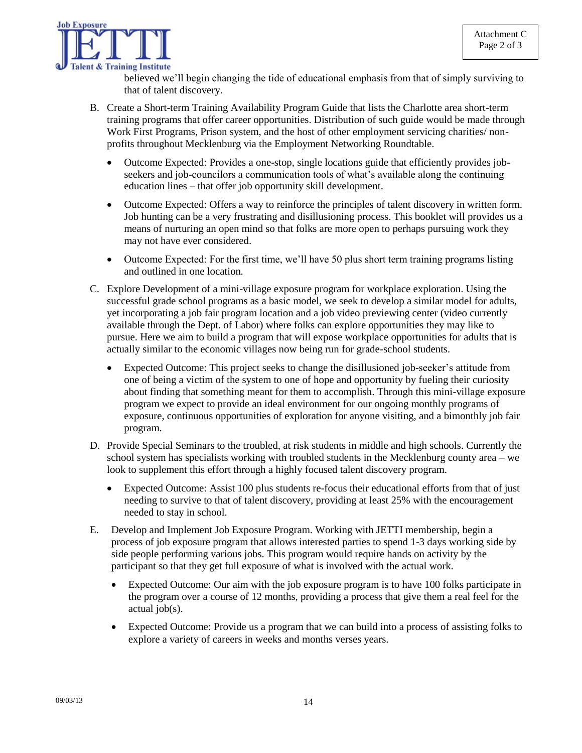believed we'll begin changing the tide of educational emphasis from that of simply surviving to that of talent discovery.

B. Create a Short-term Training Availability Program Guide that lists the Charlotte area short-term training programs that offer career opportunities. Distribution of such guide would be made through Work First Programs, Prison system, and the host of other employment servicing charities/ non-profits throughout Mecklenburg via the Employment Networking Roundtable.

   - Outcome Expected: Provides a one-stop, single locations guide that efficiently provides job-seekers and job-councilors a communication tools of what's available along the continuing education lines – that offer job opportunity skill development.
   - Outcome Expected: Offers a way to reinforce the principles of talent discovery in written form. Job hunting can be a very frustrating and disillusioning process. This booklet will provides us a means of nurturing an open mind so that folks are more open to perhaps pursuing work they may not have ever considered.
   - Outcome Expected: For the first time, we'll have 50 plus short term training programs listing and outlined in one location.

C. Explore Development of a mini-village exposure program for workplace exploration. Using the successful grade school programs as a basic model, we seek to develop a similar model for adults, yet incorporating a job fair program location and a job video previewing center (video currently available through the Dept. of Labor) where folks can explore opportunities they may like to pursue. Here we aim to build a program that will expose workplace opportunities for adults that is actually similar to the economic villages now being run for grade-school students.

   - Expected Outcome: This project seeks to change the disillusioned job-seeker's attitude from one of being a victim of the system to one of hope and opportunity by fueling their curiosity about finding that something meant for them to accomplish. Through this mini-village exposure program we expect to provide an ideal environment for our ongoing monthly programs of exposure, continuous opportunities of exploration for anyone visiting, and a bimonthly job fair program.

D. Provide Special Seminars to the troubled, at risk students in middle and high schools. Currently the school system has specialists working with troubled students in the Mecklenburg county area – we look to supplement this effort through a highly focused talent discovery program.

   - Expected Outcome: Assist 100 plus students re-focus their educational efforts from that of just needing to survive to that of talent discovery, providing at least 25% with the encouragement needed to stay in school.

E. Develop and Implement Job Exposure Program. Working with JETTI membership, begin a process of job exposure program that allows interested parties to spend 1-3 days working side by side people performing various jobs. This program would require hands on activity by the participant so that they get full exposure of what is involved with the actual work.

   - Expected Outcome: Our aim with the job exposure program is to have 100 folks participate in the program over a course of 12 months, providing a process that give them a real feel for the actual job(s).
   - Expected Outcome: Provide us a program that we can build into a process of assisting folks to explore a variety of careers in weeks and months verses years.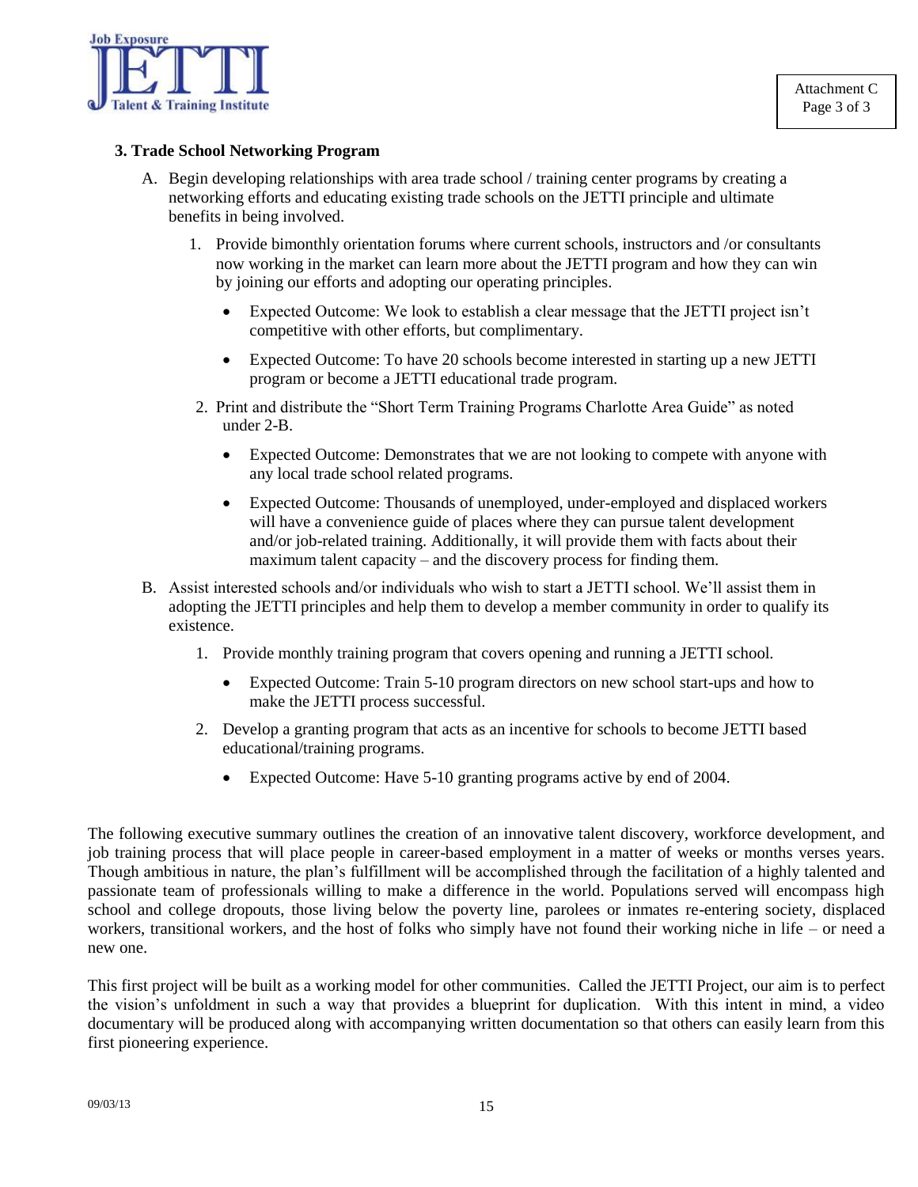### 3. Trade School Networking Program

A. Begin developing relationships with area trade school / training center programs by creating a networking efforts and educating existing trade schools on the JETTI principle and ultimate benefits in being involved.

   1. Provide bimonthly orientation forums where current schools, instructors and /or consultants now working in the market can learn more about the JETTI program and how they can win by joining our efforts and adopting our operating principles.

      - Expected Outcome: We look to establish a clear message that the JETTI project isn't competitive with other efforts, but complimentary.
      - Expected Outcome: To have 20 schools become interested in starting up a new JETTI program or become a JETTI educational trade program.

   2. Print and distribute the "Short Term Training Programs Charlotte Area Guide" as noted under 2-B.

      - Expected Outcome: Demonstrates that we are not looking to compete with anyone with any local trade school related programs.
      - Expected Outcome: Thousands of unemployed, under-employed and displaced workers will have a convenience guide of places where they can pursue talent development and/or job-related training. Additionally, it will provide them with facts about their maximum talent capacity – and the discovery process for finding them.

B. Assist interested schools and/or individuals who wish to start a JETTI school. We'll assist them in adopting the JETTI principles and help them to develop a member community in order to qualify its existence.

   1. Provide monthly training program that covers opening and running a JETTI school.

      - Expected Outcome: Train 5-10 program directors on new school start-ups and how to make the JETTI process successful.

   2. Develop a granting program that acts as an incentive for schools to become JETTI based educational/training programs.

      - Expected Outcome: Have 5-10 granting programs active by end of 2004.

The following executive summary outlines the creation of an innovative talent discovery, workforce development, and job training process that will place people in career-based employment in a matter of weeks or months verses years. Though ambitious in nature, the plan's fulfillment will be accomplished through the facilitation of a highly talented and passionate team of professionals willing to make a difference in the world. Populations served will encompass high school and college dropouts, those living below the poverty line, parolees or inmates re-entering society, displaced workers, transitional workers, and the host of folks who simply have not found their working niche in life – or need a new one.

This first project will be built as a working model for other communities. Called the JETTI Project, our aim is to perfect the vision's unfoldment in such a way that provides a blueprint for duplication. With this intent in mind, a video documentary will be produced along with accompanying written documentation so that others can easily learn from this first pioneering experience.